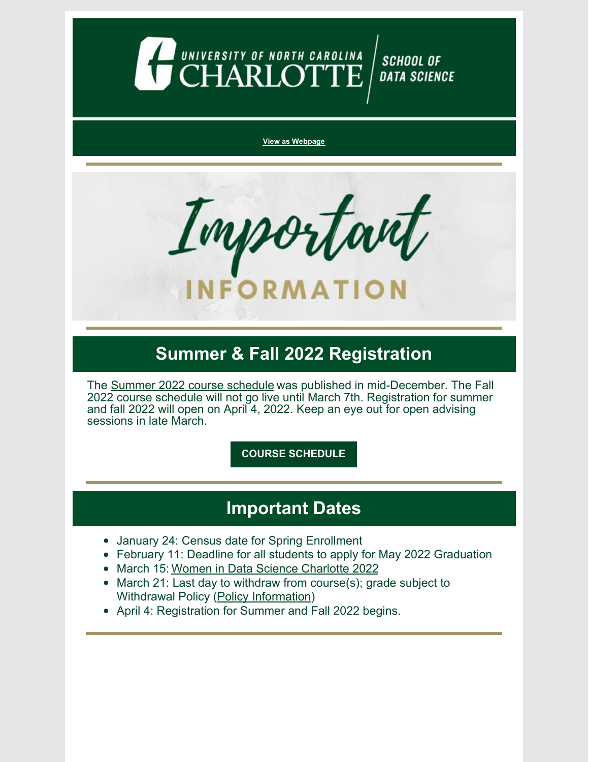UNIVERSITY OF NORTH CAROLINA CHARLOTTE | SCHOOL OF DATA SCIENCE

View as Webpage

# Important INFORMATION

## Summer & Fall 2022 Registration

The Summer 2022 course schedule was published in mid-December. The Fall 2022 course schedule will not go live until March 7th. Registration for summer and fall 2022 will open on April 4, 2022. Keep an eye out for open advising sessions in late March.

**COURSE SCHEDULE**

## Important Dates

- January 24: Census date for Spring Enrollment
- February 11: Deadline for all students to apply for May 2022 Graduation
- March 15: Women in Data Science Charlotte 2022
- March 21: Last day to withdraw from course(s); grade subject to Withdrawal Policy (Policy Information)
- April 4: Registration for Summer and Fall 2022 begins.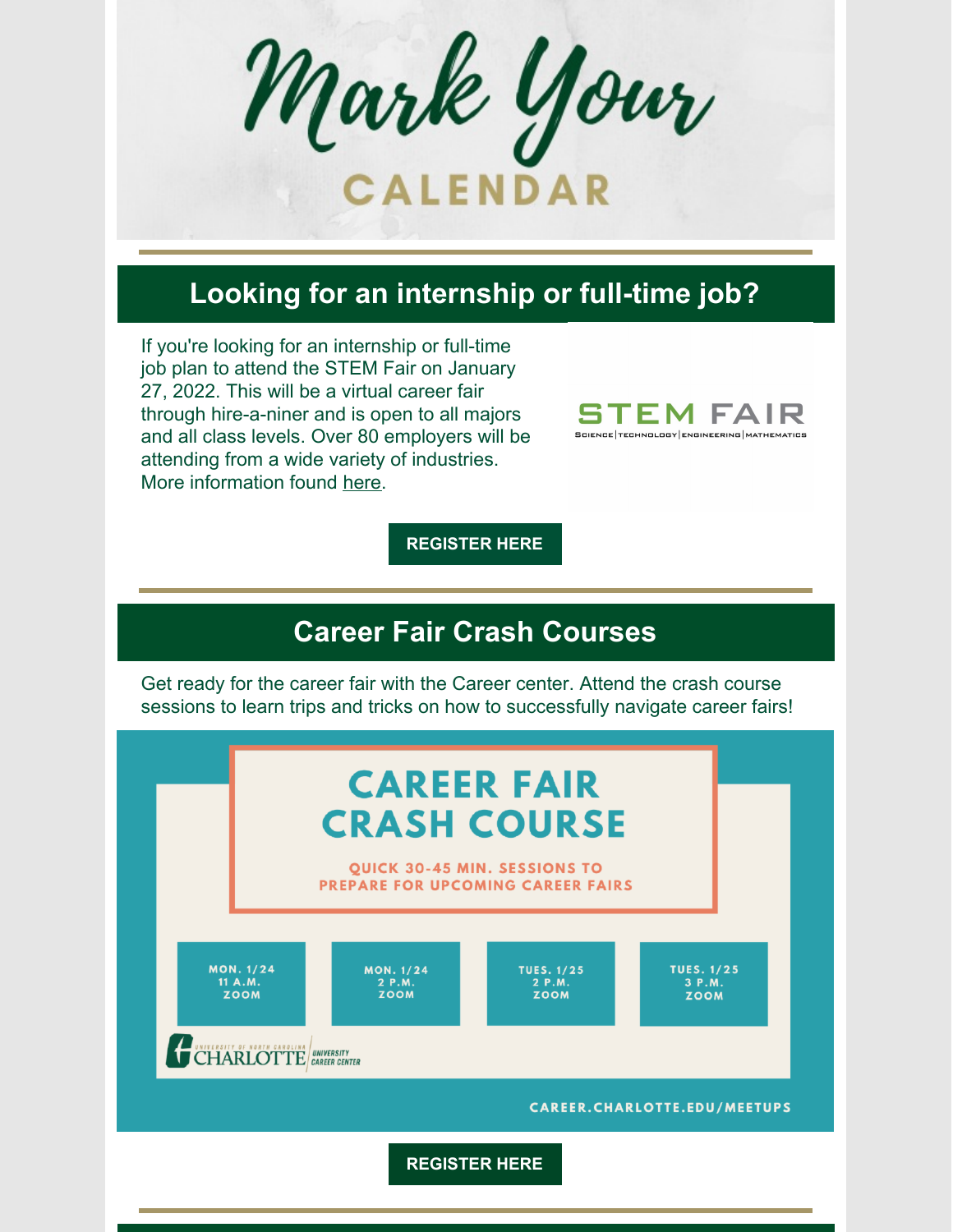# Mark Your CALENDAR

## Looking for an internship or full-time job?

If you're looking for an internship or full-time job plan to attend the STEM Fair on January 27, 2022. This will be a virtual career fair through hire-a-niner and is open to all majors and all class levels. Over 80 employers will be attending from a wide variety of industries. More information found here.

STEM FAIR
SCIENCE | TECHNOLOGY | ENGINEERING | MATHEMATICS

**REGISTER HERE**

## Career Fair Crash Courses

Get ready for the career fair with the Career center. Attend the crash course sessions to learn trips and tricks on how to successfully navigate career fairs!

### CAREER FAIR CRASH COURSE

QUICK 30-45 MIN. SESSIONS TO PREPARE FOR UPCOMING CAREER FAIRS

- MON. 1/24, 11 A.M., ZOOM
- MON. 1/24, 2 P.M., ZOOM
- TUES. 1/25, 2 P.M., ZOOM
- TUES. 1/25, 3 P.M., ZOOM

UNIVERSITY OF NORTH CAROLINA CHARLOTTE | UNIVERSITY CAREER CENTER

CAREER.CHARLOTTE.EDU/MEETUPS

**REGISTER HERE**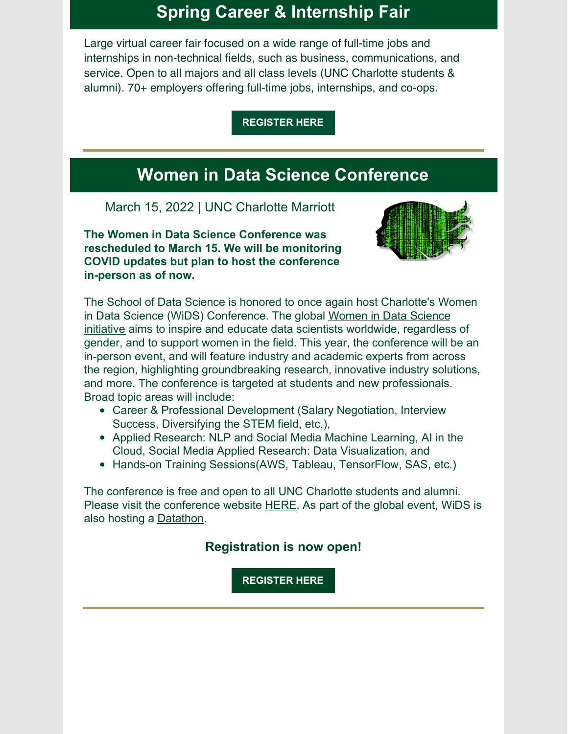## Spring Career & Internship Fair

Large virtual career fair focused on a wide range of full-time jobs and internships in non-technical fields, such as business, communications, and service. Open to all majors and all class levels (UNC Charlotte students & alumni). 70+ employers offering full-time jobs, internships, and co-ops.

**REGISTER HERE**

---

## Women in Data Science Conference

March 15, 2022 | UNC Charlotte Marriott

**The Women in Data Science Conference was rescheduled to March 15. We will be monitoring COVID updates but plan to host the conference in-person as of now.**

The School of Data Science is honored to once again host Charlotte's Women in Data Science (WiDS) Conference. The global Women in Data Science initiative aims to inspire and educate data scientists worldwide, regardless of gender, and to support women in the field. This year, the conference will be an in-person event, and will feature industry and academic experts from across the region, highlighting groundbreaking research, innovative industry solutions, and more. The conference is targeted at students and new professionals. Broad topic areas will include:

- Career & Professional Development (Salary Negotiation, Interview Success, Diversifying the STEM field, etc.),
- Applied Research: NLP and Social Media Machine Learning, AI in the Cloud, Social Media Applied Research: Data Visualization, and
- Hands-on Training Sessions(AWS, Tableau, TensorFlow, SAS, etc.)

The conference is free and open to all UNC Charlotte students and alumni. Please visit the conference website HERE. As part of the global event, WiDS is also hosting a Datathon.

**Registration is now open!**

**REGISTER HERE**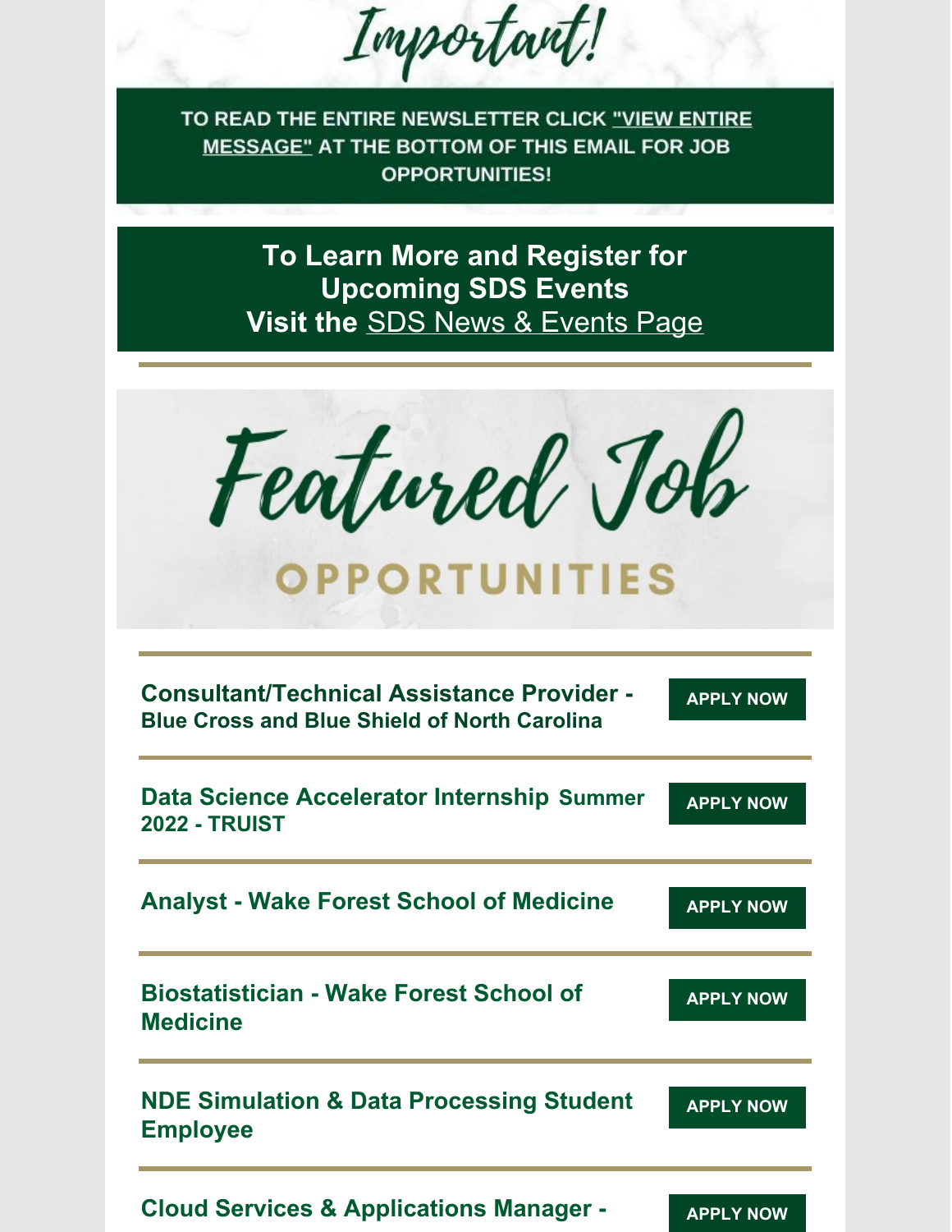# Important!

**TO READ THE ENTIRE NEWSLETTER CLICK "VIEW ENTIRE MESSAGE" AT THE BOTTOM OF THIS EMAIL FOR JOB OPPORTUNITIES!**

**To Learn More and Register for Upcoming SDS Events**
**Visit the** SDS News & Events Page

---

# Featured Job OPPORTUNITIES

---

**Consultant/Technical Assistance Provider - Blue Cross and Blue Shield of North Carolina** — **APPLY NOW**

---

**Data Science Accelerator Internship Summer 2022 - TRUIST** — **APPLY NOW**

---

**Analyst - Wake Forest School of Medicine** — **APPLY NOW**

---

**Biostatistician - Wake Forest School of Medicine** — **APPLY NOW**

---

**NDE Simulation & Data Processing Student Employee** — **APPLY NOW**

---

**Cloud Services & Applications Manager -** — **APPLY NOW**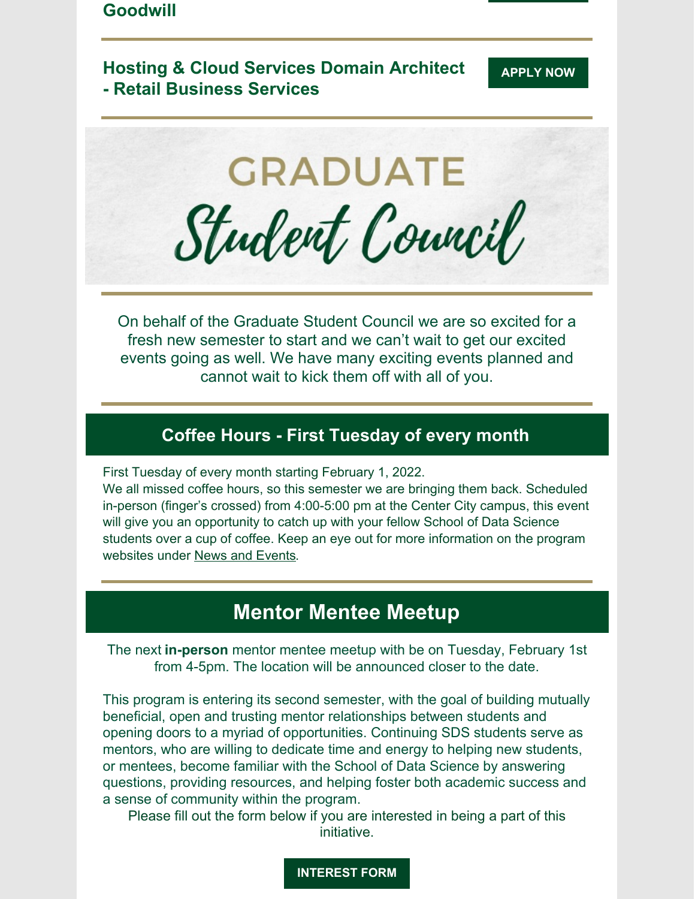**Goodwill**

---

**Hosting & Cloud Services Domain Architect - Retail Business Services**

**APPLY NOW**

---

# GRADUATE Student Council

---

On behalf of the Graduate Student Council we are so excited for a fresh new semester to start and we can't wait to get our excited events going as well. We have many exciting events planned and cannot wait to kick them off with all of you.

---

## Coffee Hours - First Tuesday of every month

First Tuesday of every month starting February 1, 2022.
We all missed coffee hours, so this semester we are bringing them back. Scheduled in-person (finger's crossed) from 4:00-5:00 pm at the Center City campus, this event will give you an opportunity to catch up with your fellow School of Data Science students over a cup of coffee. Keep an eye out for more information on the program websites under News and Events.

---

## Mentor Mentee Meetup

The next **in-person** mentor mentee meetup with be on Tuesday, February 1st from 4-5pm. The location will be announced closer to the date.

This program is entering its second semester, with the goal of building mutually beneficial, open and trusting mentor relationships between students and opening doors to a myriad of opportunities. Continuing SDS students serve as mentors, who are willing to dedicate time and energy to helping new students, or mentees, become familiar with the School of Data Science by answering questions, providing resources, and helping foster both academic success and a sense of community within the program.

Please fill out the form below if you are interested in being a part of this initiative.

**INTEREST FORM**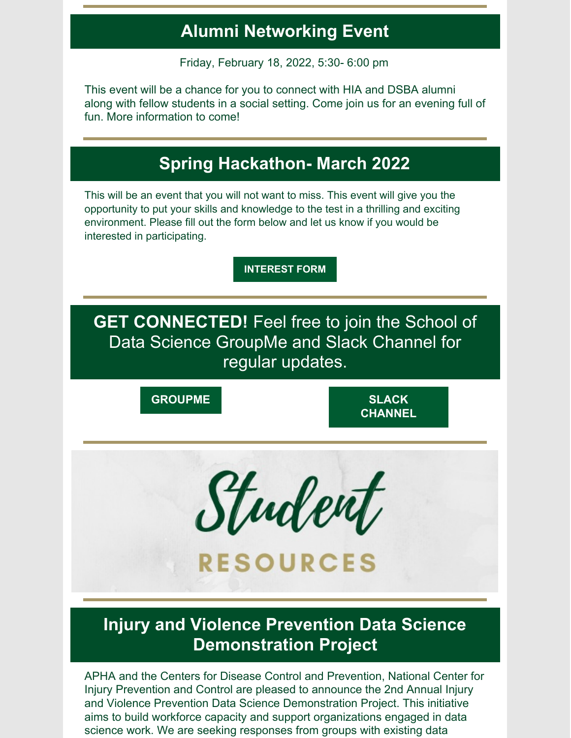## Alumni Networking Event

Friday, February 18, 2022, 5:30- 6:00 pm

This event will be a chance for you to connect with HIA and DSBA alumni along with fellow students in a social setting. Come join us for an evening full of fun. More information to come!

## Spring Hackathon- March 2022

This will be an event that you will not want to miss. This event will give you the opportunity to put your skills and knowledge to the test in a thrilling and exciting environment. Please fill out the form below and let us know if you would be interested in participating.

**INTEREST FORM**

**GET CONNECTED!** Feel free to join the School of Data Science GroupMe and Slack Channel for regular updates.

**GROUPME** **SLACK CHANNEL**

# Student RESOURCES

## Injury and Violence Prevention Data Science Demonstration Project

APHA and the Centers for Disease Control and Prevention, National Center for Injury Prevention and Control are pleased to announce the 2nd Annual Injury and Violence Prevention Data Science Demonstration Project. This initiative aims to build workforce capacity and support organizations engaged in data science work. We are seeking responses from groups with existing data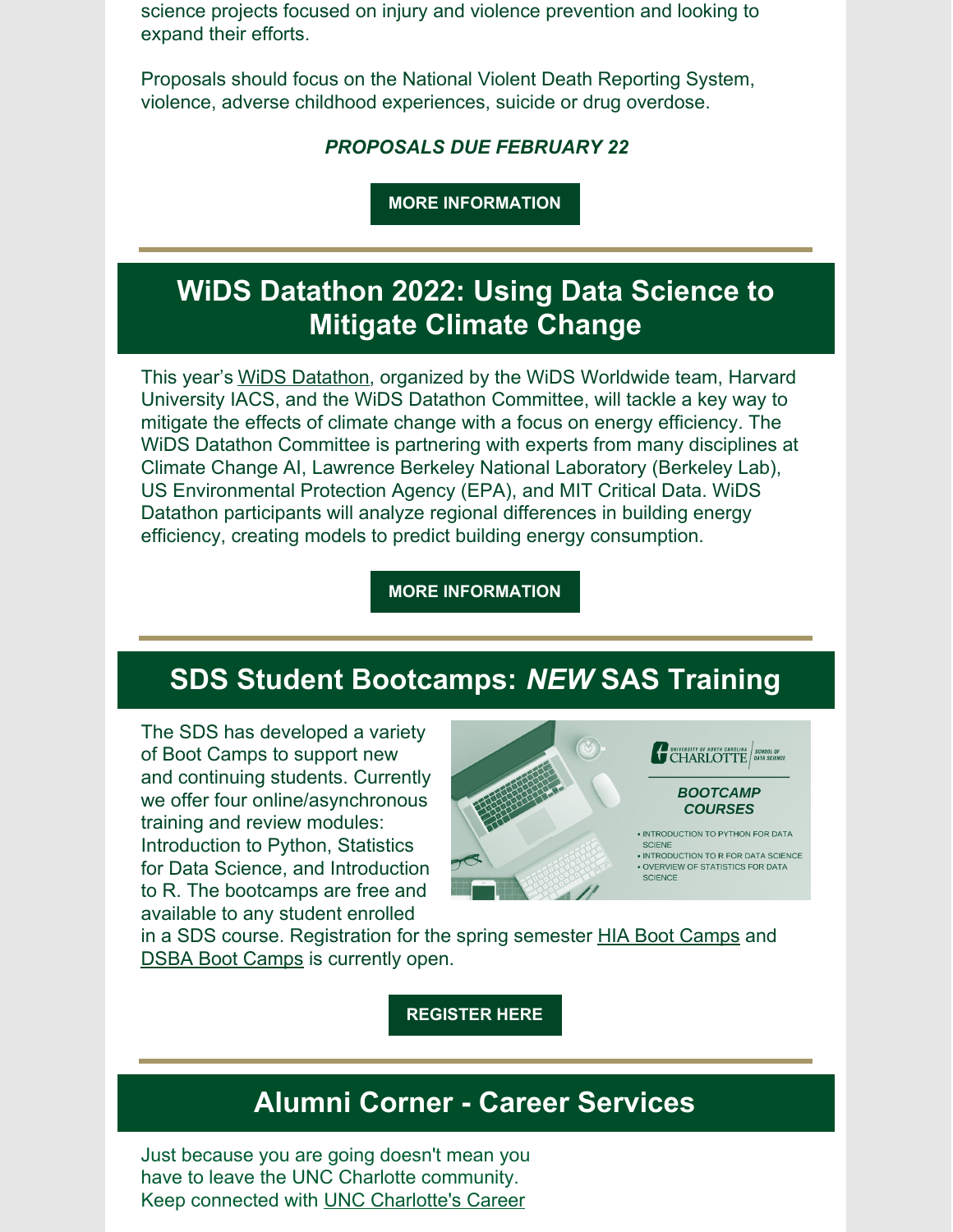science projects focused on injury and violence prevention and looking to expand their efforts.

Proposals should focus on the National Violent Death Reporting System, violence, adverse childhood experiences, suicide or drug overdose.

***PROPOSALS DUE FEBRUARY 22***

**MORE INFORMATION**

## WiDS Datathon 2022: Using Data Science to Mitigate Climate Change

This year's WiDS Datathon, organized by the WiDS Worldwide team, Harvard University IACS, and the WiDS Datathon Committee, will tackle a key way to mitigate the effects of climate change with a focus on energy efficiency. The WiDS Datathon Committee is partnering with experts from many disciplines at Climate Change AI, Lawrence Berkeley National Laboratory (Berkeley Lab), US Environmental Protection Agency (EPA), and MIT Critical Data. WiDS Datathon participants will analyze regional differences in building energy efficiency, creating models to predict building energy consumption.

**MORE INFORMATION**

## SDS Student Bootcamps: *NEW* SAS Training

The SDS has developed a variety of Boot Camps to support new and continuing students. Currently we offer four online/asynchronous training and review modules: Introduction to Python, Statistics for Data Science, and Introduction to R. The bootcamps are free and available to any student enrolled in a SDS course. Registration for the spring semester HIA Boot Camps and DSBA Boot Camps is currently open.

**REGISTER HERE**

## Alumni Corner - Career Services

Just because you are going doesn't mean you have to leave the UNC Charlotte community. Keep connected with UNC Charlotte's Career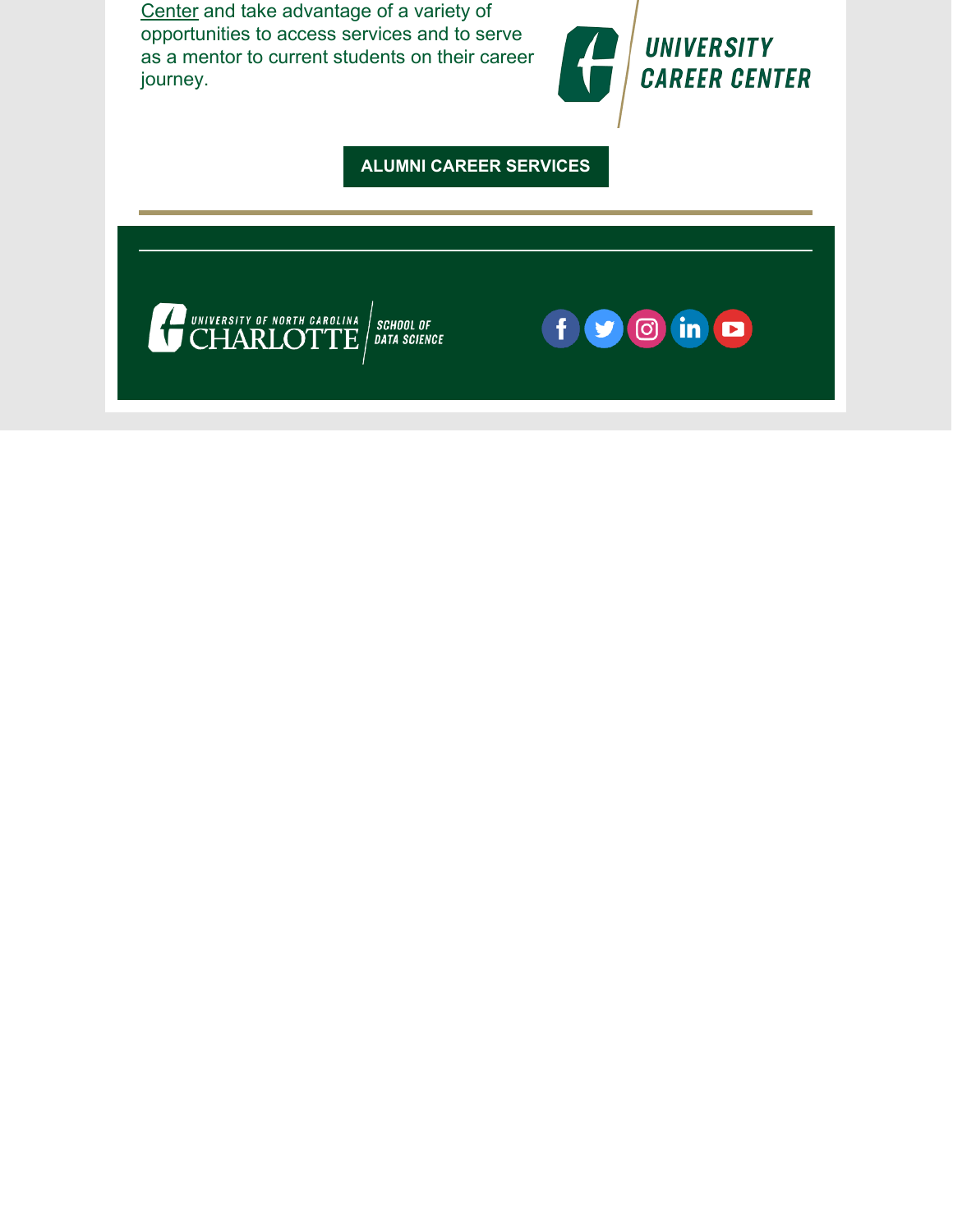Center and take advantage of a variety of opportunities to access services and to serve as a mentor to current students on their career journey.

UNIVERSITY CAREER CENTER

**ALUMNI CAREER SERVICES**

UNIVERSITY OF NORTH CAROLINA CHARLOTTE | SCHOOL OF DATA SCIENCE